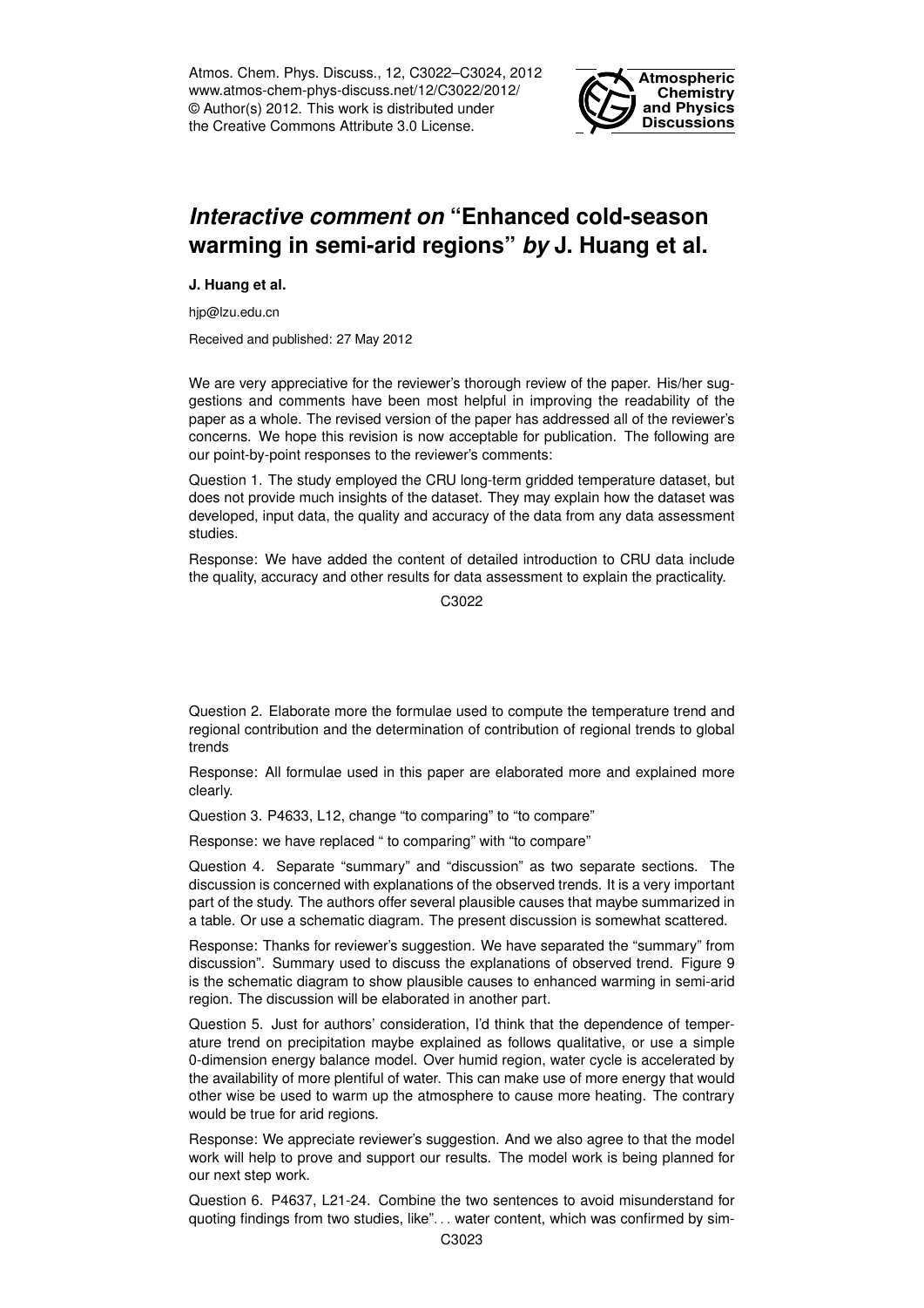# *Interactive comment on* "Enhanced cold-season warming in semi-arid regions" *by* J. Huang et al.

**J. Huang et al.**

hjp@lzu.edu.cn

Received and published: 27 May 2012

We are very appreciative for the reviewer's thorough review of the paper. His/her suggestions and comments have been most helpful in improving the readability of the paper as a whole. The revised version of the paper has addressed all of the reviewer's concerns. We hope this revision is now acceptable for publication. The following are our point-by-point responses to the reviewer's comments:

Question 1. The study employed the CRU long-term gridded temperature dataset, but does not provide much insights of the dataset. They may explain how the dataset was developed, input data, the quality and accuracy of the data from any data assessment studies.

Response: We have added the content of detailed introduction to CRU data include the quality, accuracy and other results for data assessment to explain the practicality.

Question 2. Elaborate more the formulae used to compute the temperature trend and regional contribution and the determination of contribution of regional trends to global trends

Response: All formulae used in this paper are elaborated more and explained more clearly.

Question 3. P4633, L12, change "to comparing" to "to compare"

Response: we have replaced " to comparing" with "to compare"

Question 4. Separate "summary" and "discussion" as two separate sections. The discussion is concerned with explanations of the observed trends. It is a very important part of the study. The authors offer several plausible causes that maybe summarized in a table. Or use a schematic diagram. The present discussion is somewhat scattered.

Response: Thanks for reviewer's suggestion. We have separated the "summary" from discussion". Summary used to discuss the explanations of observed trend. Figure 9 is the schematic diagram to show plausible causes to enhanced warming in semi-arid region. The discussion will be elaborated in another part.

Question 5. Just for authors' consideration, I'd think that the dependence of temperature trend on precipitation maybe explained as follows qualitative, or use a simple 0-dimension energy balance model. Over humid region, water cycle is accelerated by the availability of more plentiful of water. This can make use of more energy that would other wise be used to warm up the atmosphere to cause more heating. The contrary would be true for arid regions.

Response: We appreciate reviewer's suggestion. And we also agree to that the model work will help to prove and support our results. The model work is being planned for our next step work.

Question 6. P4637, L21-24. Combine the two sentences to avoid misunderstand for quoting findings from two studies, like"... water content, which was confirmed by sim-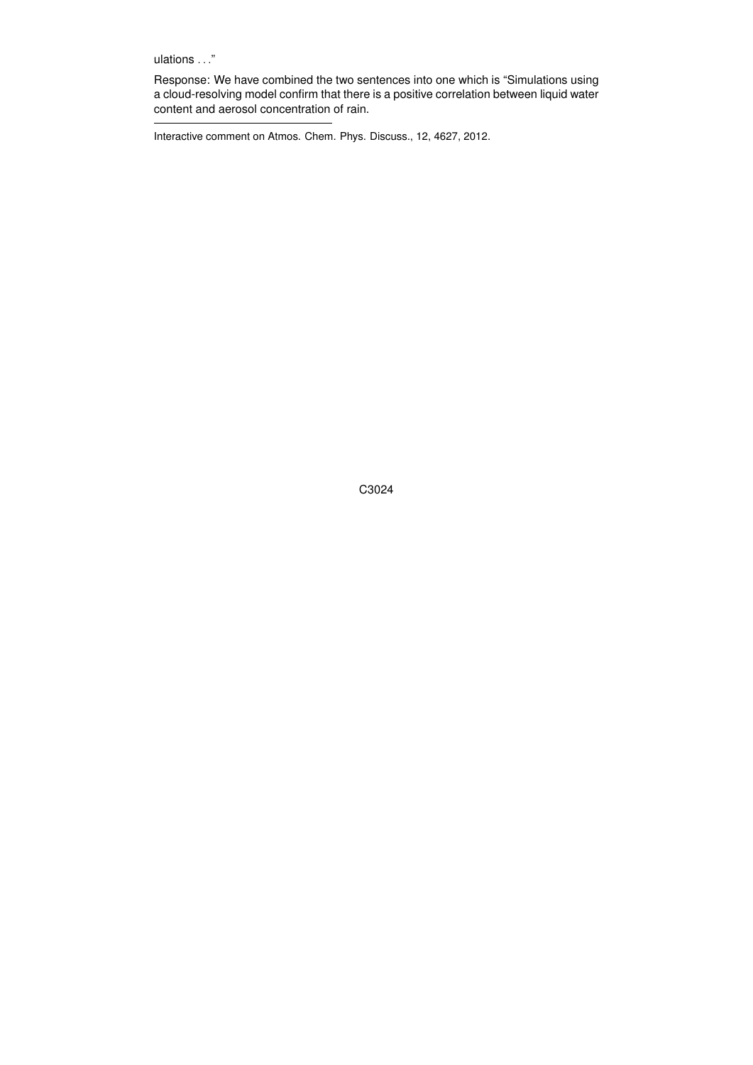ulations . . ."

Response: We have combined the two sentences into one which is "Simulations using a cloud-resolving model confirm that there is a positive correlation between liquid water content and aerosol concentration of rain.

---

Interactive comment on Atmos. Chem. Phys. Discuss., 12, 4627, 2012.